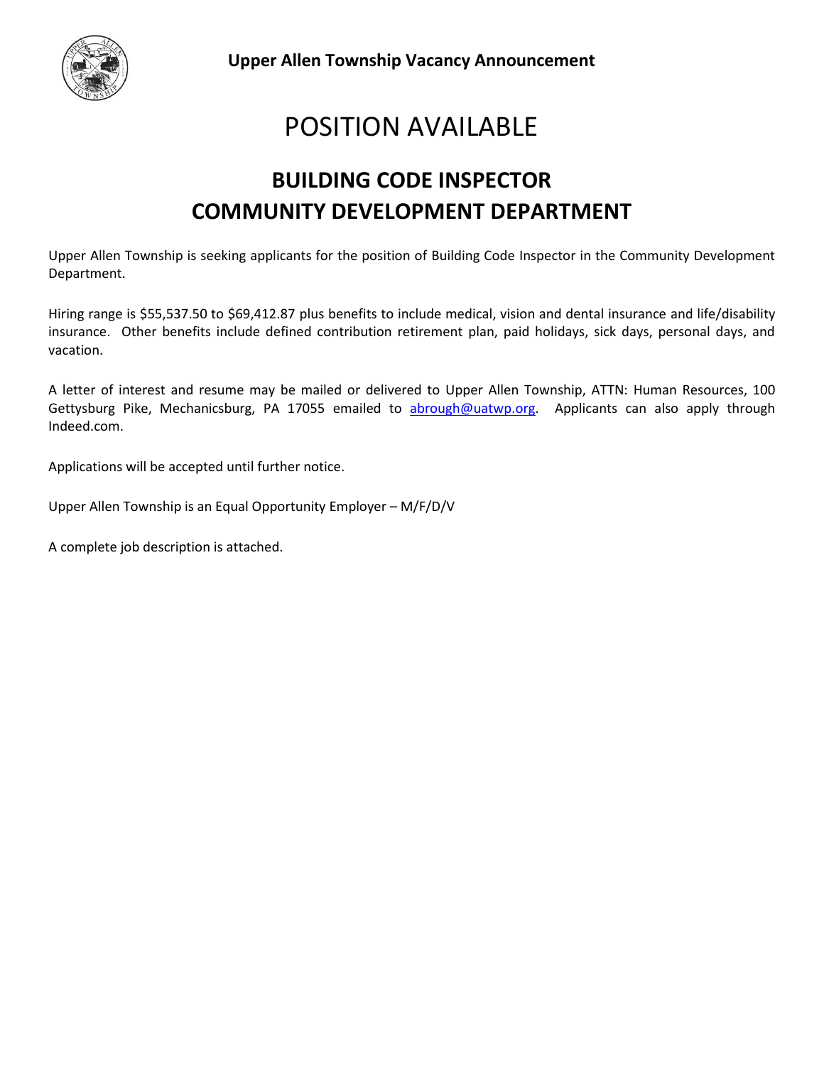**Upper Allen Township Vacancy Announcement**

# POSITION AVAILABLE

## BUILDING CODE INSPECTOR
## COMMUNITY DEVELOPMENT DEPARTMENT

Upper Allen Township is seeking applicants for the position of Building Code Inspector in the Community Development Department.

Hiring range is $55,537.50 to $69,412.87 plus benefits to include medical, vision and dental insurance and life/disability insurance. Other benefits include defined contribution retirement plan, paid holidays, sick days, personal days, and vacation.

A letter of interest and resume may be mailed or delivered to Upper Allen Township, ATTN: Human Resources, 100 Gettysburg Pike, Mechanicsburg, PA 17055 emailed to abrough@uatwp.org. Applicants can also apply through Indeed.com.

Applications will be accepted until further notice.

Upper Allen Township is an Equal Opportunity Employer – M/F/D/V

A complete job description is attached.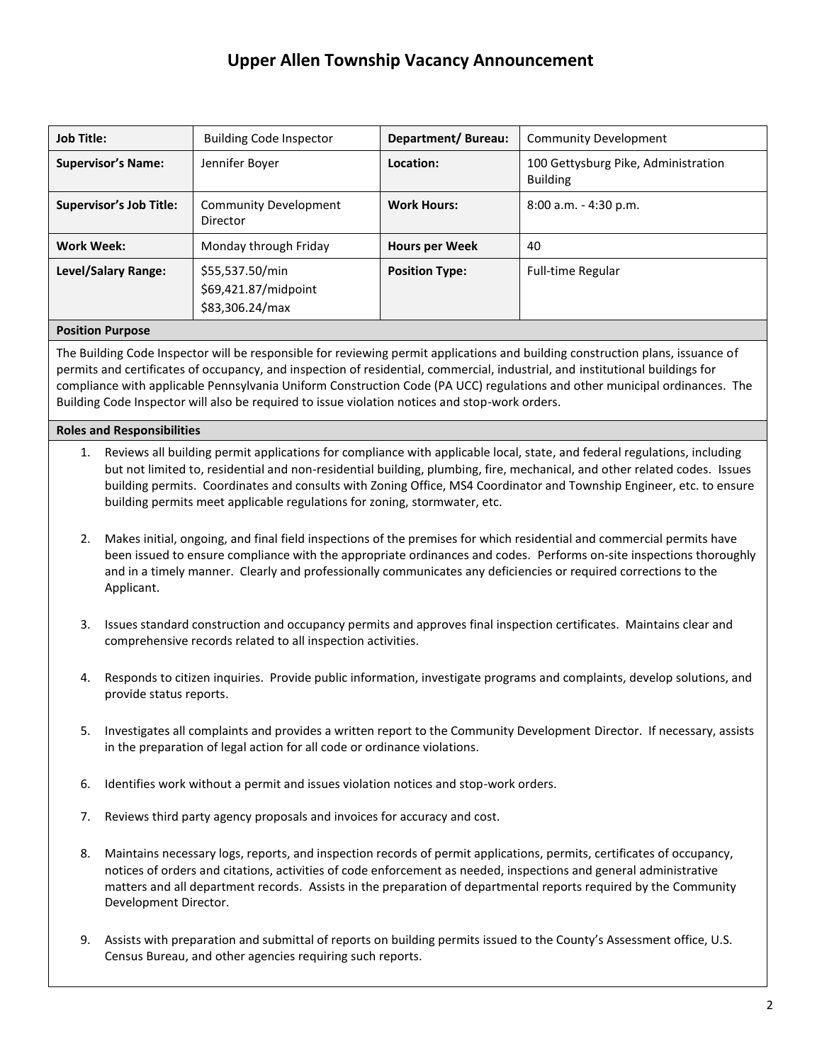# Upper Allen Township Vacancy Announcement

| **Job Title:** | Building Code Inspector | **Department/ Bureau:** | Community Development |
|---|---|---|---|
| **Supervisor's Name:** | Jennifer Boyer | **Location:** | 100 Gettysburg Pike, Administration Building |
| **Supervisor's Job Title:** | Community Development Director | **Work Hours:** | 8:00 a.m. - 4:30 p.m. |
| **Work Week:** | Monday through Friday | **Hours per Week** | 40 |
| **Level/Salary Range:** | $55,537.50/min<br>$69,421.87/midpoint<br>$83,306.24/max | **Position Type:** | Full-time Regular |

**Position Purpose**

The Building Code Inspector will be responsible for reviewing permit applications and building construction plans, issuance of permits and certificates of occupancy, and inspection of residential, commercial, industrial, and institutional buildings for compliance with applicable Pennsylvania Uniform Construction Code (PA UCC) regulations and other municipal ordinances. The Building Code Inspector will also be required to issue violation notices and stop-work orders.

**Roles and Responsibilities**

1. Reviews all building permit applications for compliance with applicable local, state, and federal regulations, including but not limited to, residential and non-residential building, plumbing, fire, mechanical, and other related codes. Issues building permits. Coordinates and consults with Zoning Office, MS4 Coordinator and Township Engineer, etc. to ensure building permits meet applicable regulations for zoning, stormwater, etc.

2. Makes initial, ongoing, and final field inspections of the premises for which residential and commercial permits have been issued to ensure compliance with the appropriate ordinances and codes. Performs on-site inspections thoroughly and in a timely manner. Clearly and professionally communicates any deficiencies or required corrections to the Applicant.

3. Issues standard construction and occupancy permits and approves final inspection certificates. Maintains clear and comprehensive records related to all inspection activities.

4. Responds to citizen inquiries. Provide public information, investigate programs and complaints, develop solutions, and provide status reports.

5. Investigates all complaints and provides a written report to the Community Development Director. If necessary, assists in the preparation of legal action for all code or ordinance violations.

6. Identifies work without a permit and issues violation notices and stop-work orders.

7. Reviews third party agency proposals and invoices for accuracy and cost.

8. Maintains necessary logs, reports, and inspection records of permit applications, permits, certificates of occupancy, notices of orders and citations, activities of code enforcement as needed, inspections and general administrative matters and all department records. Assists in the preparation of departmental reports required by the Community Development Director.

9. Assists with preparation and submittal of reports on building permits issued to the County's Assessment office, U.S. Census Bureau, and other agencies requiring such reports.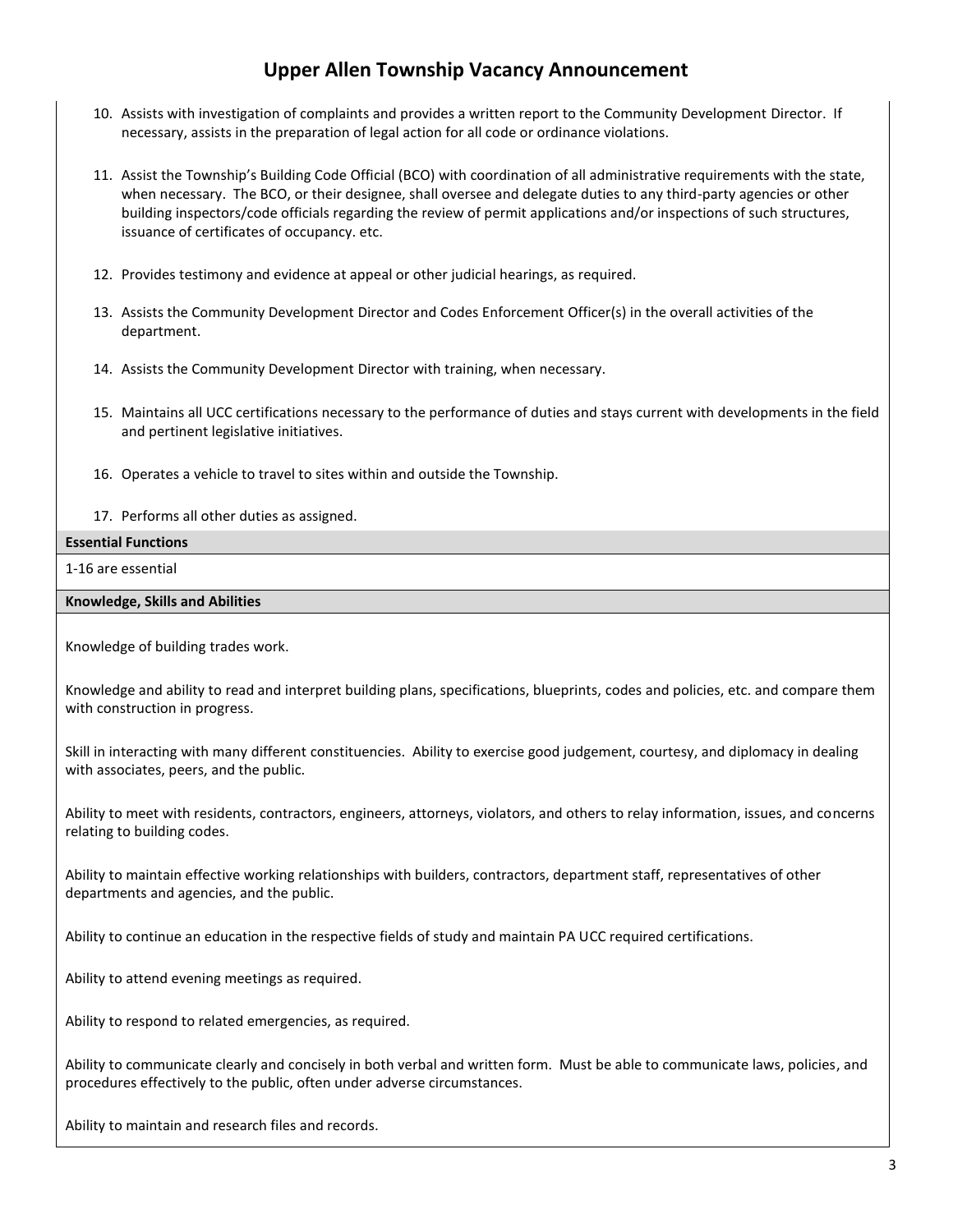10. Assists with investigation of complaints and provides a written report to the Community Development Director. If necessary, assists in the preparation of legal action for all code or ordinance violations.

11. Assist the Township's Building Code Official (BCO) with coordination of all administrative requirements with the state, when necessary. The BCO, or their designee, shall oversee and delegate duties to any third-party agencies or other building inspectors/code officials regarding the review of permit applications and/or inspections of such structures, issuance of certificates of occupancy. etc.

12. Provides testimony and evidence at appeal or other judicial hearings, as required.

13. Assists the Community Development Director and Codes Enforcement Officer(s) in the overall activities of the department.

14. Assists the Community Development Director with training, when necessary.

15. Maintains all UCC certifications necessary to the performance of duties and stays current with developments in the field and pertinent legislative initiatives.

16. Operates a vehicle to travel to sites within and outside the Township.

17. Performs all other duties as assigned.

**Essential Functions**

1-16 are essential

**Knowledge, Skills and Abilities**

Knowledge of building trades work.

Knowledge and ability to read and interpret building plans, specifications, blueprints, codes and policies, etc. and compare them with construction in progress.

Skill in interacting with many different constituencies. Ability to exercise good judgement, courtesy, and diplomacy in dealing with associates, peers, and the public.

Ability to meet with residents, contractors, engineers, attorneys, violators, and others to relay information, issues, and concerns relating to building codes.

Ability to maintain effective working relationships with builders, contractors, department staff, representatives of other departments and agencies, and the public.

Ability to continue an education in the respective fields of study and maintain PA UCC required certifications.

Ability to attend evening meetings as required.

Ability to respond to related emergencies, as required.

Ability to communicate clearly and concisely in both verbal and written form. Must be able to communicate laws, policies, and procedures effectively to the public, often under adverse circumstances.

Ability to maintain and research files and records.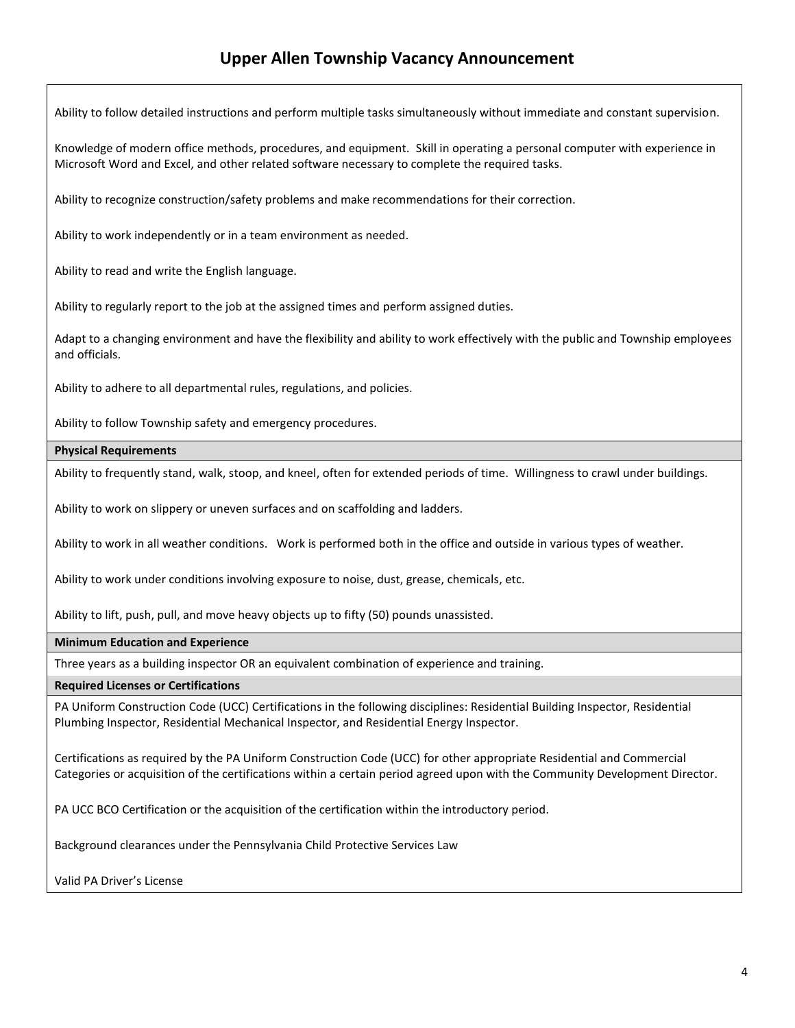Ability to follow detailed instructions and perform multiple tasks simultaneously without immediate and constant supervision.

Knowledge of modern office methods, procedures, and equipment. Skill in operating a personal computer with experience in Microsoft Word and Excel, and other related software necessary to complete the required tasks.

Ability to recognize construction/safety problems and make recommendations for their correction.

Ability to work independently or in a team environment as needed.

Ability to read and write the English language.

Ability to regularly report to the job at the assigned times and perform assigned duties.

Adapt to a changing environment and have the flexibility and ability to work effectively with the public and Township employees and officials.

Ability to adhere to all departmental rules, regulations, and policies.

Ability to follow Township safety and emergency procedures.

**Physical Requirements**

Ability to frequently stand, walk, stoop, and kneel, often for extended periods of time. Willingness to crawl under buildings.

Ability to work on slippery or uneven surfaces and on scaffolding and ladders.

Ability to work in all weather conditions. Work is performed both in the office and outside in various types of weather.

Ability to work under conditions involving exposure to noise, dust, grease, chemicals, etc.

Ability to lift, push, pull, and move heavy objects up to fifty (50) pounds unassisted.

**Minimum Education and Experience**

Three years as a building inspector OR an equivalent combination of experience and training.

**Required Licenses or Certifications**

PA Uniform Construction Code (UCC) Certifications in the following disciplines: Residential Building Inspector, Residential Plumbing Inspector, Residential Mechanical Inspector, and Residential Energy Inspector.

Certifications as required by the PA Uniform Construction Code (UCC) for other appropriate Residential and Commercial Categories or acquisition of the certifications within a certain period agreed upon with the Community Development Director.

PA UCC BCO Certification or the acquisition of the certification within the introductory period.

Background clearances under the Pennsylvania Child Protective Services Law

Valid PA Driver's License